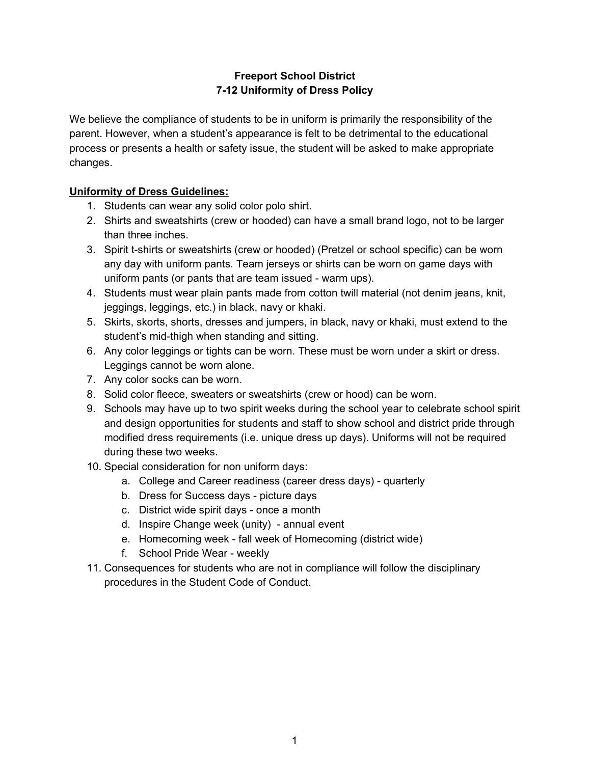**Freeport School District**
**7-12 Uniformity of Dress Policy**

We believe the compliance of students to be in uniform is primarily the responsibility of the parent. However, when a student's appearance is felt to be detrimental to the educational process or presents a health or safety issue, the student will be asked to make appropriate changes.

**<u>Uniformity of Dress Guidelines:</u>**

1. Students can wear any solid color polo shirt.
2. Shirts and sweatshirts (crew or hooded) can have a small brand logo, not to be larger than three inches.
3. Spirit t-shirts or sweatshirts (crew or hooded) (Pretzel or school specific) can be worn any day with uniform pants. Team jerseys or shirts can be worn on game days with uniform pants (or pants that are team issued - warm ups).
4. Students must wear plain pants made from cotton twill material (not denim jeans, knit, jeggings, leggings, etc.) in black, navy or khaki.
5. Skirts, skorts, shorts, dresses and jumpers, in black, navy or khaki, must extend to the student's mid-thigh when standing and sitting.
6. Any color leggings or tights can be worn. These must be worn under a skirt or dress. Leggings cannot be worn alone.
7. Any color socks can be worn.
8. Solid color fleece, sweaters or sweatshirts (crew or hood) can be worn.
9. Schools may have up to two spirit weeks during the school year to celebrate school spirit and design opportunities for students and staff to show school and district pride through modified dress requirements (i.e. unique dress up days). Uniforms will not be required during these two weeks.
10. Special consideration for non uniform days:
    a. College and Career readiness (career dress days) - quarterly
    b. Dress for Success days - picture days
    c. District wide spirit days - once a month
    d. Inspire Change week (unity) - annual event
    e. Homecoming week - fall week of Homecoming (district wide)
    f. School Pride Wear - weekly
11. Consequences for students who are not in compliance will follow the disciplinary procedures in the Student Code of Conduct.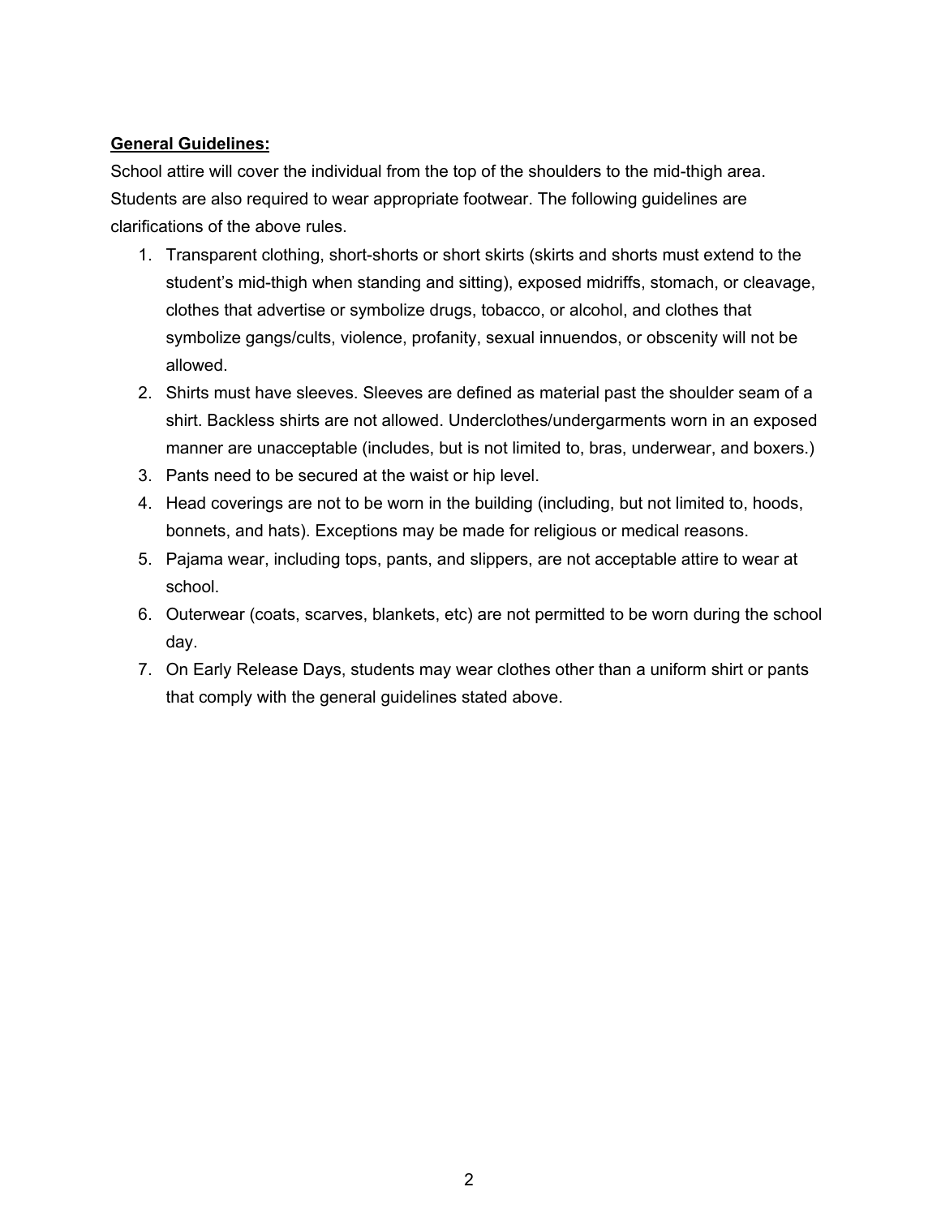**General Guidelines:**

School attire will cover the individual from the top of the shoulders to the mid-thigh area. Students are also required to wear appropriate footwear. The following guidelines are clarifications of the above rules.

1. Transparent clothing, short-shorts or short skirts (skirts and shorts must extend to the student's mid-thigh when standing and sitting), exposed midriffs, stomach, or cleavage, clothes that advertise or symbolize drugs, tobacco, or alcohol, and clothes that symbolize gangs/cults, violence, profanity, sexual innuendos, or obscenity will not be allowed.
2. Shirts must have sleeves. Sleeves are defined as material past the shoulder seam of a shirt. Backless shirts are not allowed. Underclothes/undergarments worn in an exposed manner are unacceptable (includes, but is not limited to, bras, underwear, and boxers.)
3. Pants need to be secured at the waist or hip level.
4. Head coverings are not to be worn in the building (including, but not limited to, hoods, bonnets, and hats). Exceptions may be made for religious or medical reasons.
5. Pajama wear, including tops, pants, and slippers, are not acceptable attire to wear at school.
6. Outerwear (coats, scarves, blankets, etc) are not permitted to be worn during the school day.
7. On Early Release Days, students may wear clothes other than a uniform shirt or pants that comply with the general guidelines stated above.